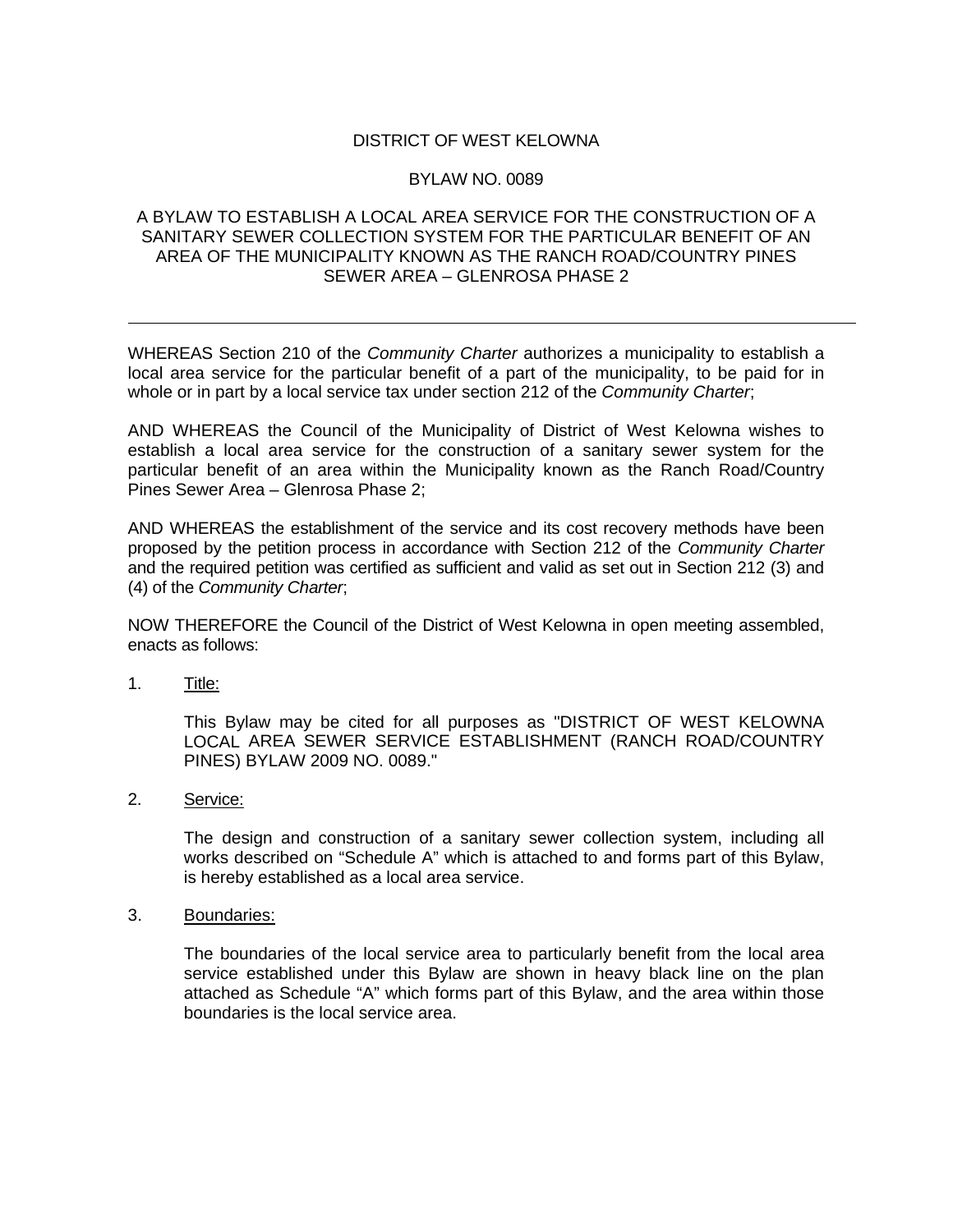# DISTRICT OF WEST KELOWNA

## BYLAW NO. 0089

### A BYLAW TO ESTABLISH A LOCAL AREA SERVICE FOR THE CONSTRUCTION OF A SANITARY SEWER COLLECTION SYSTEM FOR THE PARTICULAR BENEFIT OF AN AREA OF THE MUNICIPALITY KNOWN AS THE RANCH ROAD/COUNTRY PINES SEWER AREA – GLENROSA PHASE 2

---

WHEREAS Section 210 of the *Community Charter* authorizes a municipality to establish a local area service for the particular benefit of a part of the municipality, to be paid for in whole or in part by a local service tax under section 212 of the *Community Charter*;

AND WHEREAS the Council of the Municipality of District of West Kelowna wishes to establish a local area service for the construction of a sanitary sewer system for the particular benefit of an area within the Municipality known as the Ranch Road/Country Pines Sewer Area – Glenrosa Phase 2;

AND WHEREAS the establishment of the service and its cost recovery methods have been proposed by the petition process in accordance with Section 212 of the *Community Charter* and the required petition was certified as sufficient and valid as set out in Section 212 (3) and (4) of the *Community Charter*;

NOW THEREFORE the Council of the District of West Kelowna in open meeting assembled, enacts as follows:

1. Title:

   This Bylaw may be cited for all purposes as "DISTRICT OF WEST KELOWNA LOCAL AREA SEWER SERVICE ESTABLISHMENT (RANCH ROAD/COUNTRY PINES) BYLAW 2009 NO. 0089."

2. Service:

   The design and construction of a sanitary sewer collection system, including all works described on "Schedule A" which is attached to and forms part of this Bylaw, is hereby established as a local area service.

3. Boundaries:

   The boundaries of the local service area to particularly benefit from the local area service established under this Bylaw are shown in heavy black line on the plan attached as Schedule "A" which forms part of this Bylaw, and the area within those boundaries is the local service area.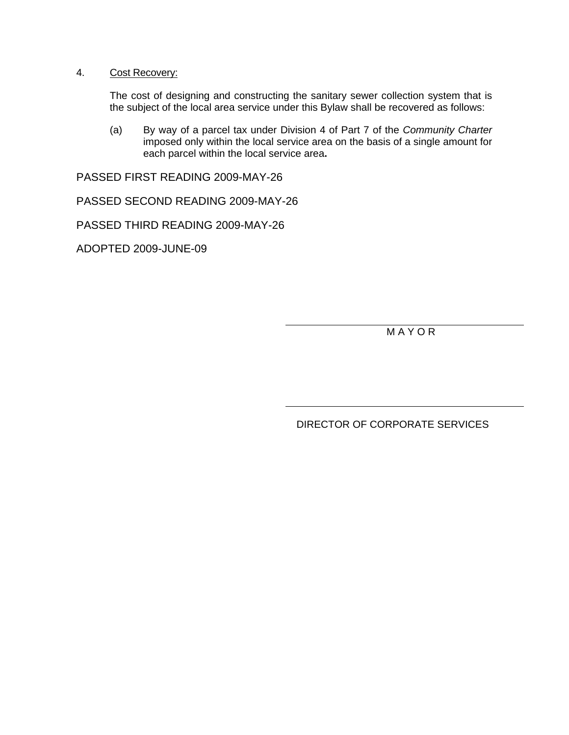4. <u>Cost Recovery:</u>

   The cost of designing and constructing the sanitary sewer collection system that is the subject of the local area service under this Bylaw shall be recovered as follows:

   (a) By way of a parcel tax under Division 4 of Part 7 of the *Community Charter* imposed only within the local service area on the basis of a single amount for each parcel within the local service area**.**

PASSED FIRST READING 2009-MAY-26

PASSED SECOND READING 2009-MAY-26

PASSED THIRD READING 2009-MAY-26

ADOPTED 2009-JUNE-09

\_\_\_\_\_\_\_\_\_\_\_\_\_\_\_\_\_\_\_\_\_\_\_\_\_\_\_\_\_\_\_\_\_\_\_\_

M A Y O R

\_\_\_\_\_\_\_\_\_\_\_\_\_\_\_\_\_\_\_\_\_\_\_\_\_\_\_\_\_\_\_\_\_\_\_\_

DIRECTOR OF CORPORATE SERVICES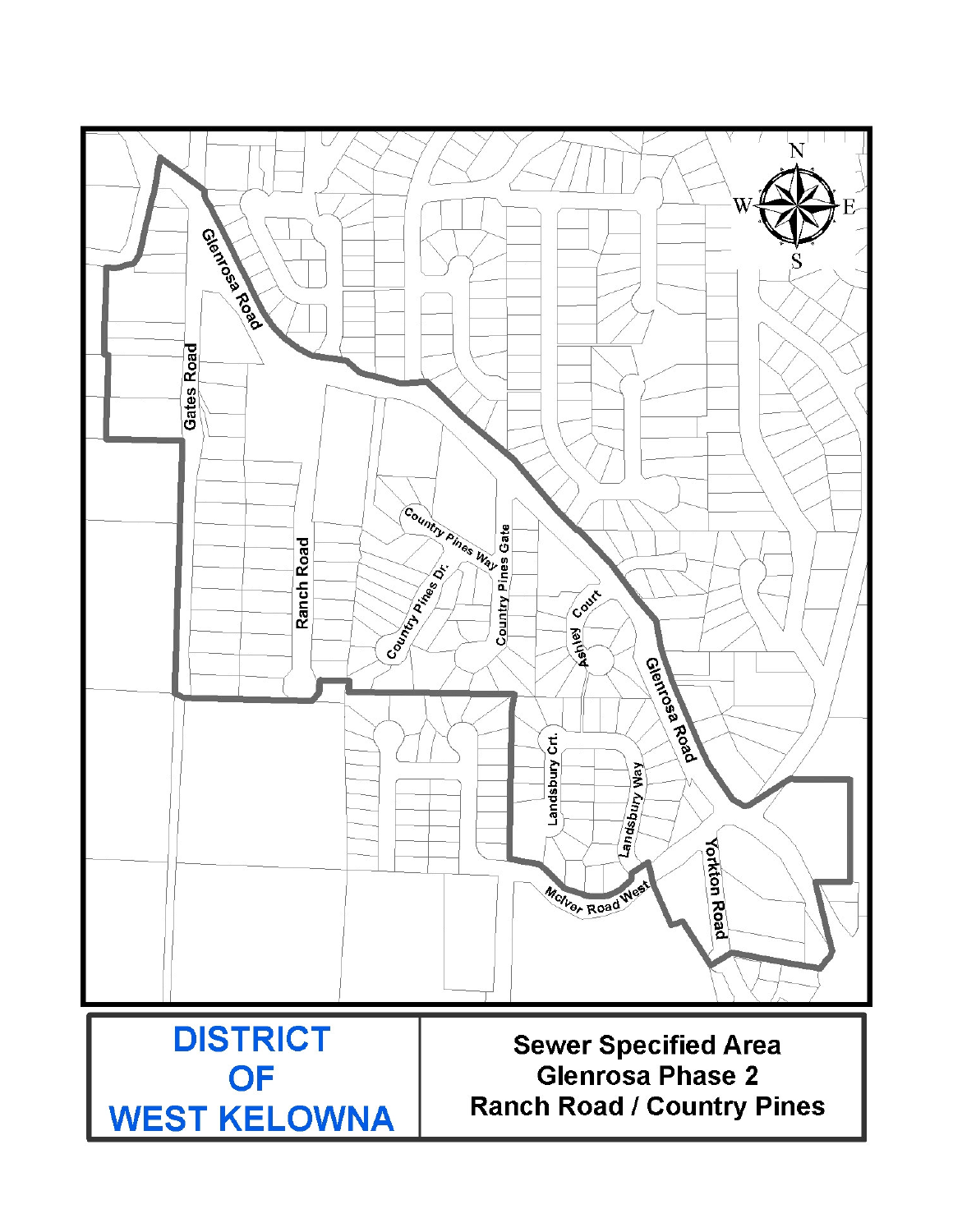Glenrosa Road

Gates Road

Ranch Road

Country Pines Way

Country Pines Dr.

Country Pines Gate

Ashley Court

Glenrosa Road

Landsbury Crt.

Landsbury Way

McIver Road West

Yorkton Road

N

W

E

S

**DISTRICT OF WEST KELOWNA**

**Sewer Specified Area**
**Glenrosa Phase 2**
**Ranch Road / Country Pines**